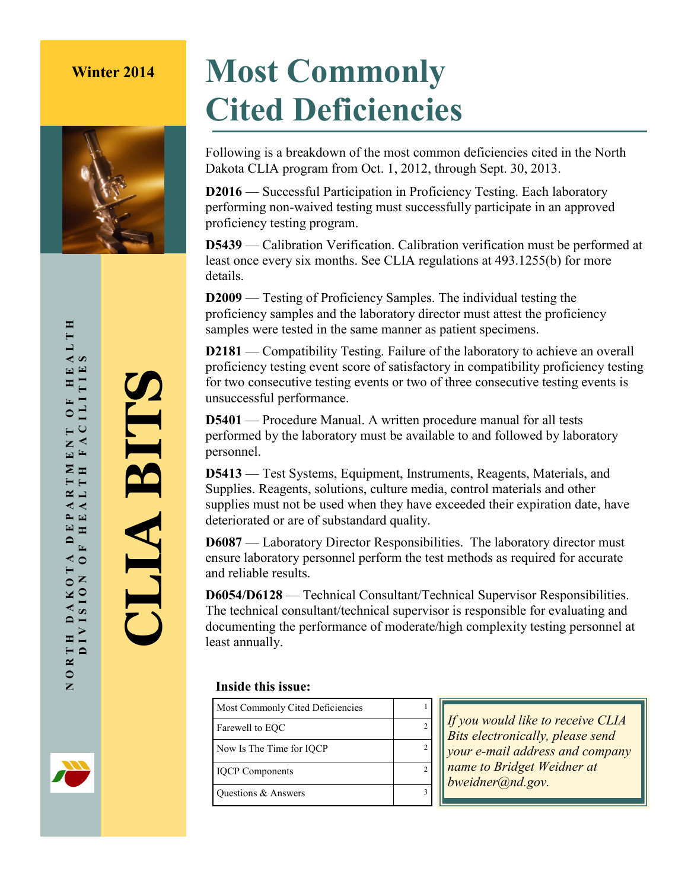Winter 2014

NORTH DAKOTA DEPARTMENT OF HEALTH
DIVISION OF HEALTH FACILITIES

# CLIA BITS

# Most Commonly Cited Deficiencies

Following is a breakdown of the most common deficiencies cited in the North Dakota CLIA program from Oct. 1, 2012, through Sept. 30, 2013.

**D2016** — Successful Participation in Proficiency Testing. Each laboratory performing non-waived testing must successfully participate in an approved proficiency testing program.

**D5439** — Calibration Verification. Calibration verification must be performed at least once every six months. See CLIA regulations at 493.1255(b) for more details.

**D2009** — Testing of Proficiency Samples. The individual testing the proficiency samples and the laboratory director must attest the proficiency samples were tested in the same manner as patient specimens.

**D2181** — Compatibility Testing. Failure of the laboratory to achieve an overall proficiency testing event score of satisfactory in compatibility proficiency testing for two consecutive testing events or two of three consecutive testing events is unsuccessful performance.

**D5401** — Procedure Manual. A written procedure manual for all tests performed by the laboratory must be available to and followed by laboratory personnel.

**D5413** — Test Systems, Equipment, Instruments, Reagents, Materials, and Supplies. Reagents, solutions, culture media, control materials and other supplies must not be used when they have exceeded their expiration date, have deteriorated or are of substandard quality.

**D6087** — Laboratory Director Responsibilities. The laboratory director must ensure laboratory personnel perform the test methods as required for accurate and reliable results.

**D6054/D6128** — Technical Consultant/Technical Supervisor Responsibilities. The technical consultant/technical supervisor is responsible for evaluating and documenting the performance of moderate/high complexity testing personnel at least annually.

**Inside this issue:**

| | |
|---|---|
| Most Commonly Cited Deficiencies | 1 |
| Farewell to EQC | 2 |
| Now Is The Time for IQCP | 2 |
| IQCP Components | 2 |
| Questions & Answers | 3 |

*If you would like to receive CLIA Bits electronically, please send your e-mail address and company name to Bridget Weidner at bweidner@nd.gov.*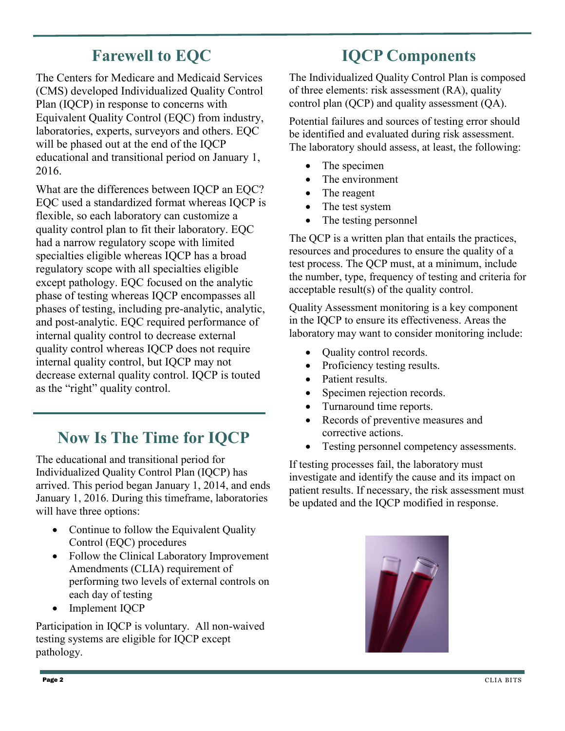## Farewell to EQC

The Centers for Medicare and Medicaid Services (CMS) developed Individualized Quality Control Plan (IQCP) in response to concerns with Equivalent Quality Control (EQC) from industry, laboratories, experts, surveyors and others. EQC will be phased out at the end of the IQCP educational and transitional period on January 1, 2016.

What are the differences between IQCP an EQC? EQC used a standardized format whereas IQCP is flexible, so each laboratory can customize a quality control plan to fit their laboratory. EQC had a narrow regulatory scope with limited specialties eligible whereas IQCP has a broad regulatory scope with all specialties eligible except pathology. EQC focused on the analytic phase of testing whereas IQCP encompasses all phases of testing, including pre-analytic, analytic, and post-analytic. EQC required performance of internal quality control to decrease external quality control whereas IQCP does not require internal quality control, but IQCP may not decrease external quality control. IQCP is touted as the "right" quality control.

## Now Is The Time for IQCP

The educational and transitional period for Individualized Quality Control Plan (IQCP) has arrived. This period began January 1, 2014, and ends January 1, 2016. During this timeframe, laboratories will have three options:

- Continue to follow the Equivalent Quality Control (EQC) procedures
- Follow the Clinical Laboratory Improvement Amendments (CLIA) requirement of performing two levels of external controls on each day of testing
- Implement IQCP

Participation in IQCP is voluntary. All non-waived testing systems are eligible for IQCP except pathology.

## IQCP Components

The Individualized Quality Control Plan is composed of three elements: risk assessment (RA), quality control plan (QCP) and quality assessment (QA).

Potential failures and sources of testing error should be identified and evaluated during risk assessment. The laboratory should assess, at least, the following:

- The specimen
- The environment
- The reagent
- The test system
- The testing personnel

The QCP is a written plan that entails the practices, resources and procedures to ensure the quality of a test process. The QCP must, at a minimum, include the number, type, frequency of testing and criteria for acceptable result(s) of the quality control.

Quality Assessment monitoring is a key component in the IQCP to ensure its effectiveness. Areas the laboratory may want to consider monitoring include:

- Quality control records.
- Proficiency testing results.
- Patient results.
- Specimen rejection records.
- Turnaround time reports.
- Records of preventive measures and corrective actions.
- Testing personnel competency assessments.

If testing processes fail, the laboratory must investigate and identify the cause and its impact on patient results. If necessary, the risk assessment must be updated and the IQCP modified in response.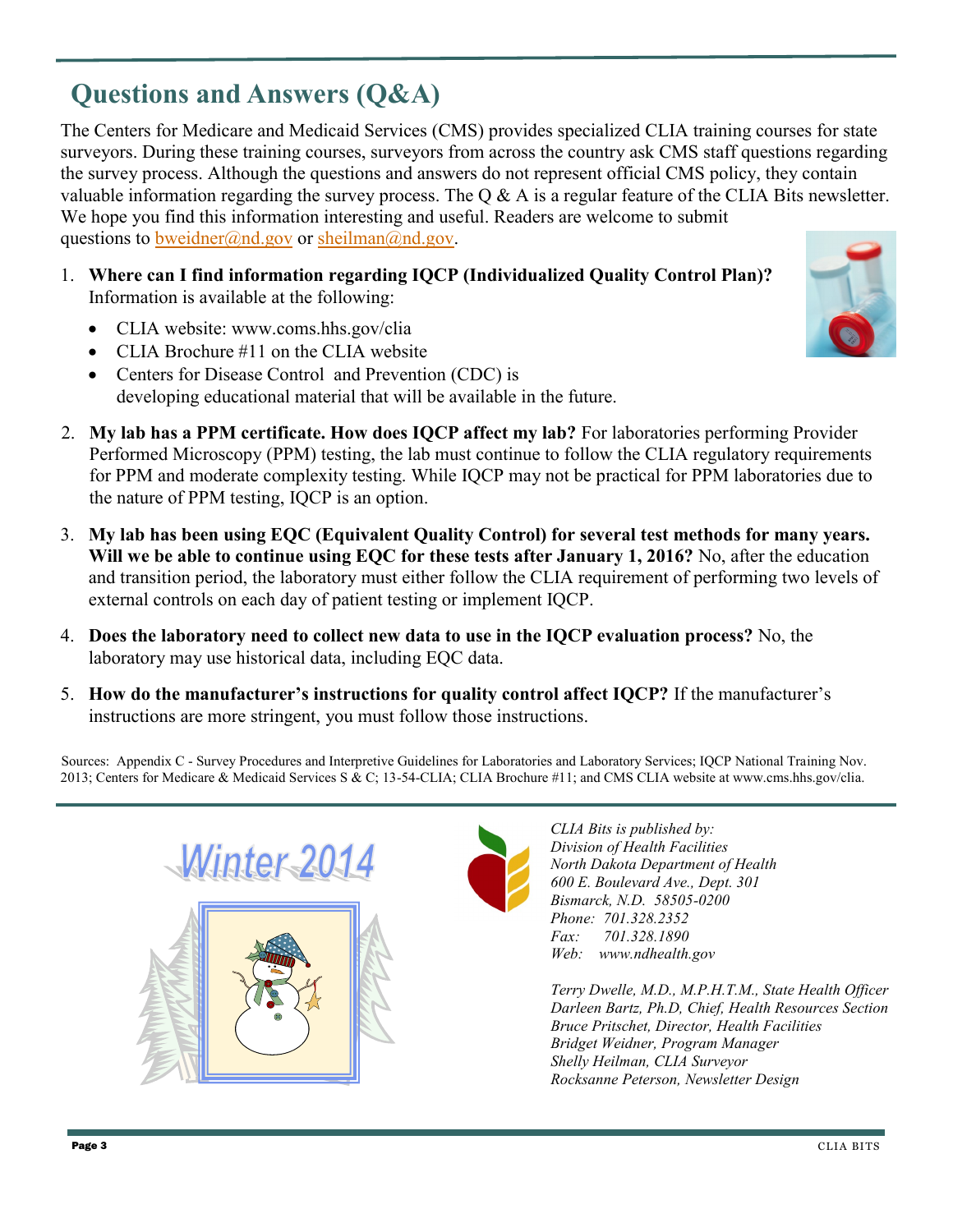## Questions and Answers (Q&A)

The Centers for Medicare and Medicaid Services (CMS) provides specialized CLIA training courses for state surveyors. During these training courses, surveyors from across the country ask CMS staff questions regarding the survey process. Although the questions and answers do not represent official CMS policy, they contain valuable information regarding the survey process. The Q & A is a regular feature of the CLIA Bits newsletter. We hope you find this information interesting and useful. Readers are welcome to submit questions to bweidner@nd.gov or sheilman@nd.gov.

1. **Where can I find information regarding IQCP (Individualized Quality Control Plan)?** Information is available at the following:
   - CLIA website: www.coms.hhs.gov/clia
   - CLIA Brochure #11 on the CLIA website
   - Centers for Disease Control and Prevention (CDC) is developing educational material that will be available in the future.

2. **My lab has a PPM certificate. How does IQCP affect my lab?** For laboratories performing Provider Performed Microscopy (PPM) testing, the lab must continue to follow the CLIA regulatory requirements for PPM and moderate complexity testing. While IQCP may not be practical for PPM laboratories due to the nature of PPM testing, IQCP is an option.

3. **My lab has been using EQC (Equivalent Quality Control) for several test methods for many years. Will we be able to continue using EQC for these tests after January 1, 2016?** No, after the education and transition period, the laboratory must either follow the CLIA requirement of performing two levels of external controls on each day of patient testing or implement IQCP.

4. **Does the laboratory need to collect new data to use in the IQCP evaluation process?** No, the laboratory may use historical data, including EQC data.

5. **How do the manufacturer's instructions for quality control affect IQCP?** If the manufacturer's instructions are more stringent, you must follow those instructions.

Sources: Appendix C - Survey Procedures and Interpretive Guidelines for Laboratories and Laboratory Services; IQCP National Training Nov. 2013; Centers for Medicare & Medicaid Services S & C; 13-54-CLIA; CLIA Brochure #11; and CMS CLIA website at www.cms.hhs.gov/clia.

Winter 2014

*CLIA Bits is published by:*
*Division of Health Facilities*
*North Dakota Department of Health*
*600 E. Boulevard Ave., Dept. 301*
*Bismarck, N.D. 58505-0200*
*Phone: 701.328.2352*
*Fax: 701.328.1890*
*Web: www.ndhealth.gov*

*Terry Dwelle, M.D., M.P.H.T.M., State Health Officer*
*Darleen Bartz, Ph.D, Chief, Health Resources Section*
*Bruce Pritschet, Director, Health Facilities*
*Bridget Weidner, Program Manager*
*Shelly Heilman, CLIA Surveyor*
*Rocksanne Peterson, Newsletter Design*